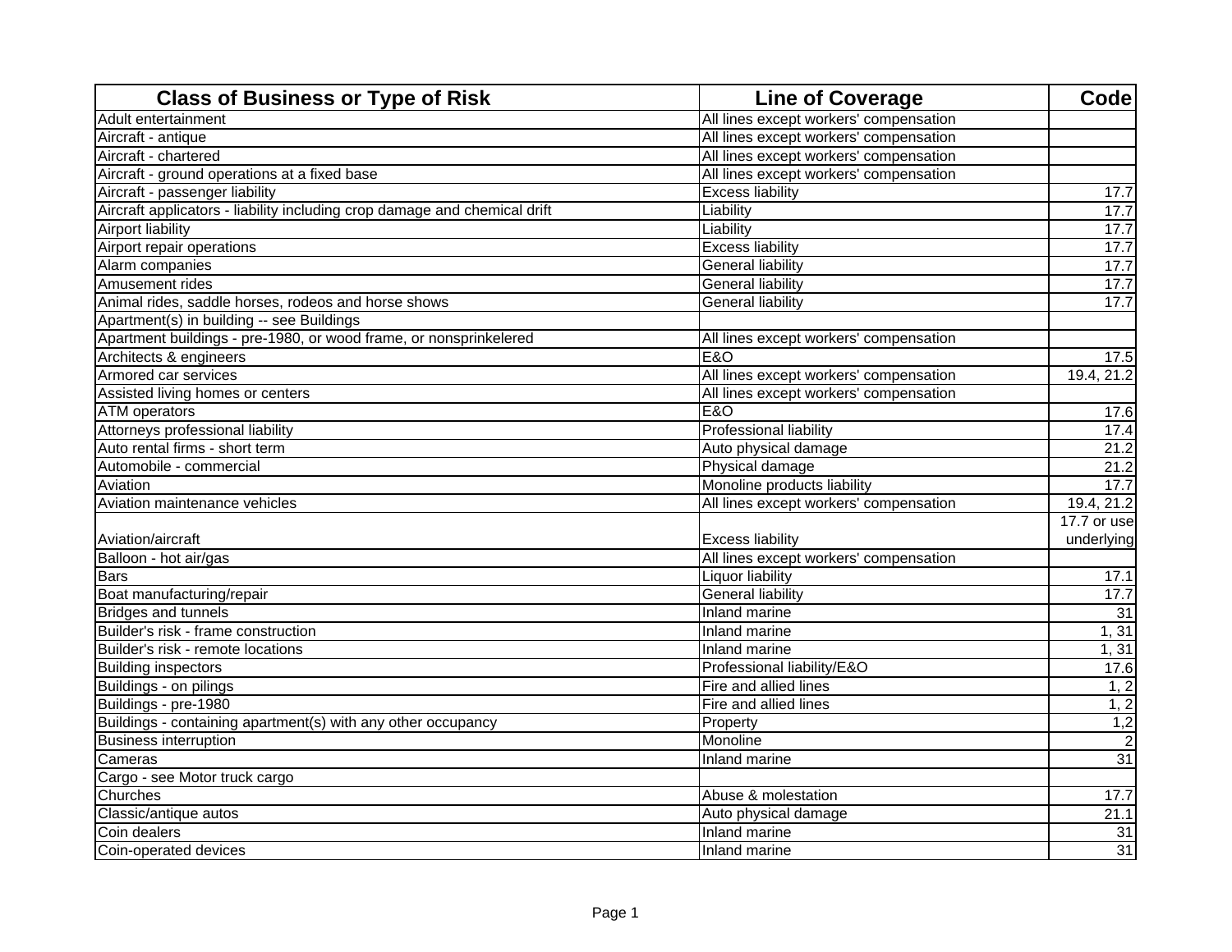| Class of Business or Type of Risk | Line of Coverage | Code |
|---|---|---|
| Adult entertainment | All lines except workers' compensation | |
| Aircraft - antique | All lines except workers' compensation | |
| Aircraft - chartered | All lines except workers' compensation | |
| Aircraft - ground operations at a fixed base | All lines except workers' compensation | |
| Aircraft - passenger liability | Excess liability | 17.7 |
| Aircraft applicators - liability including crop damage and chemical drift | Liability | 17.7 |
| Airport liability | Liability | 17.7 |
| Airport repair operations | Excess liability | 17.7 |
| Alarm companies | General liability | 17.7 |
| Amusement rides | General liability | 17.7 |
| Animal rides, saddle horses, rodeos and horse shows | General liability | 17.7 |
| Apartment(s) in building -- see Buildings | | |
| Apartment buildings - pre-1980, or wood frame, or nonsprinkelered | All lines except workers' compensation | |
| Architects & engineers | E&O | 17.5 |
| Armored car services | All lines except workers' compensation | 19.4, 21.2 |
| Assisted living homes or centers | All lines except workers' compensation | |
| ATM operators | E&O | 17.6 |
| Attorneys professional liability | Professional liability | 17.4 |
| Auto rental firms - short term | Auto physical damage | 21.2 |
| Automobile - commercial | Physical damage | 21.2 |
| Aviation | Monoline products liability | 17.7 |
| Aviation maintenance vehicles | All lines except workers' compensation | 19.4, 21.2 |
| Aviation/aircraft | Excess liability | 17.7 or use underlying |
| Balloon - hot air/gas | All lines except workers' compensation | |
| Bars | Liquor liability | 17.1 |
| Boat manufacturing/repair | General liability | 17.7 |
| Bridges and tunnels | Inland marine | 31 |
| Builder's risk - frame construction | Inland marine | 1, 31 |
| Builder's risk - remote locations | Inland marine | 1, 31 |
| Building inspectors | Professional liability/E&O | 17.6 |
| Buildings - on pilings | Fire and allied lines | 1, 2 |
| Buildings - pre-1980 | Fire and allied lines | 1, 2 |
| Buildings - containing apartment(s) with any other occupancy | Property | 1,2 |
| Business interruption | Monoline | 2 |
| Cameras | Inland marine | 31 |
| Cargo - see Motor truck cargo | | |
| Churches | Abuse & molestation | 17.7 |
| Classic/antique autos | Auto physical damage | 21.1 |
| Coin dealers | Inland marine | 31 |
| Coin-operated devices | Inland marine | 31 |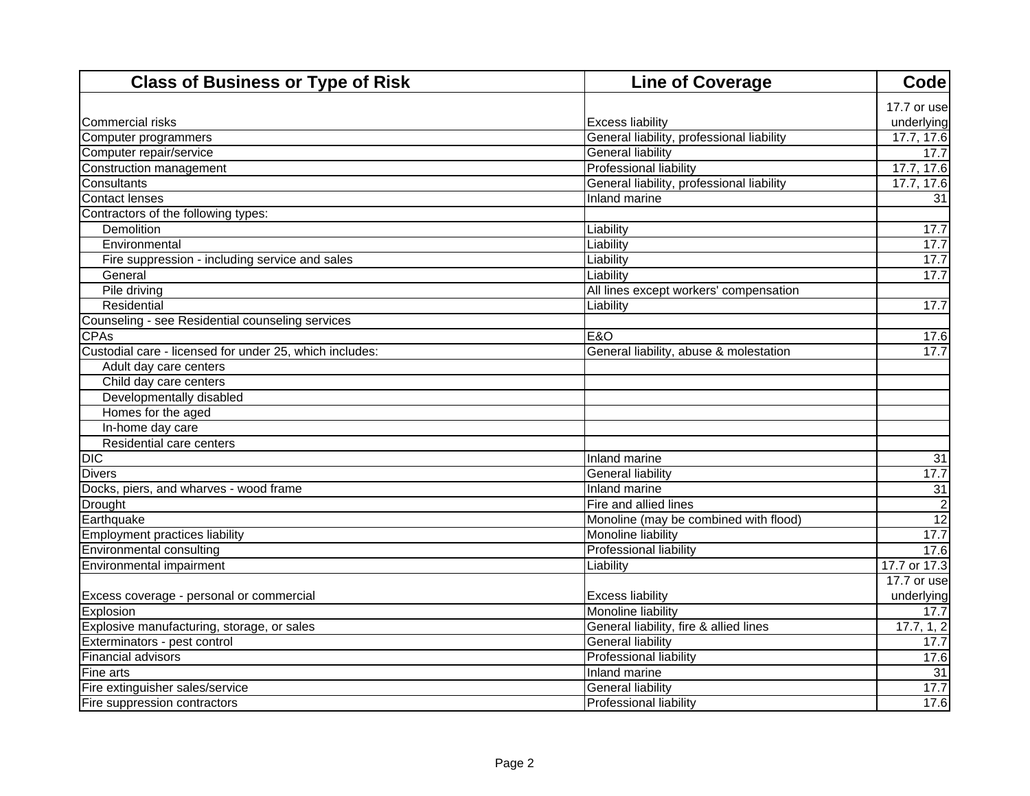| Class of Business or Type of Risk | Line of Coverage | Code |
|---|---|---|
| Commercial risks | Excess liability | 17.7 or use underlying |
| Computer programmers | General liability, professional liability | 17.7, 17.6 |
| Computer repair/service | General liability | 17.7 |
| Construction management | Professional liability | 17.7, 17.6 |
| Consultants | General liability, professional liability | 17.7, 17.6 |
| Contact lenses | Inland marine | 31 |
| Contractors of the following types: | | |
| Demolition | Liability | 17.7 |
| Environmental | Liability | 17.7 |
| Fire suppression - including service and sales | Liability | 17.7 |
| General | Liability | 17.7 |
| Pile driving | All lines except workers' compensation | |
| Residential | Liability | 17.7 |
| Counseling - see Residential counseling services | | |
| CPAs | E&O | 17.6 |
| Custodial care - licensed for under 25, which includes: | General liability, abuse & molestation | 17.7 |
| Adult day care centers | | |
| Child day care centers | | |
| Developmentally disabled | | |
| Homes for the aged | | |
| In-home day care | | |
| Residential care centers | | |
| DIC | Inland marine | 31 |
| Divers | General liability | 17.7 |
| Docks, piers, and wharves - wood frame | Inland marine | 31 |
| Drought | Fire and allied lines | 2 |
| Earthquake | Monoline (may be combined with flood) | 12 |
| Employment practices liability | Monoline liability | 17.7 |
| Environmental consulting | Professional liability | 17.6 |
| Environmental impairment | Liability | 17.7 or 17.3 |
| Excess coverage - personal or commercial | Excess liability | 17.7 or use underlying |
| Explosion | Monoline liability | 17.7 |
| Explosive manufacturing, storage, or sales | General liability, fire & allied lines | 17.7, 1, 2 |
| Exterminators - pest control | General liability | 17.7 |
| Financial advisors | Professional liability | 17.6 |
| Fine arts | Inland marine | 31 |
| Fire extinguisher sales/service | General liability | 17.7 |
| Fire suppression contractors | Professional liability | 17.6 |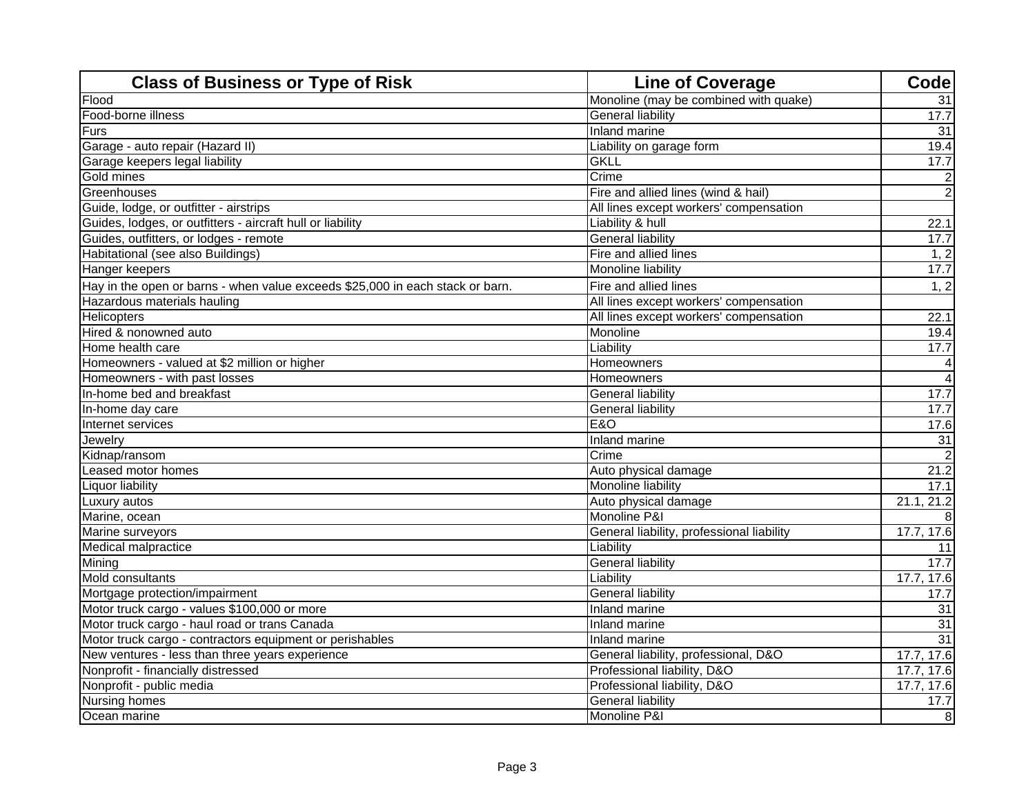| Class of Business or Type of Risk | Line of Coverage | Code |
|---|---|---|
| Flood | Monoline (may be combined with quake) | 31 |
| Food-borne illness | General liability | 17.7 |
| Furs | Inland marine | 31 |
| Garage - auto repair (Hazard II) | Liability on garage form | 19.4 |
| Garage keepers legal liability | GKLL | 17.7 |
| Gold mines | Crime | 2 |
| Greenhouses | Fire and allied lines (wind & hail) | 2 |
| Guide, lodge, or outfitter - airstrips | All lines except workers' compensation | |
| Guides, lodges, or outfitters - aircraft hull or liability | Liability & hull | 22.1 |
| Guides, outfitters, or lodges - remote | General liability | 17.7 |
| Habitational (see also Buildings) | Fire and allied lines | 1, 2 |
| Hanger keepers | Monoline liability | 17.7 |
| Hay in the open or barns - when value exceeds $25,000 in each stack or barn. | Fire and allied lines | 1, 2 |
| Hazardous materials hauling | All lines except workers' compensation | |
| Helicopters | All lines except workers' compensation | 22.1 |
| Hired & nonowned auto | Monoline | 19.4 |
| Home health care | Liability | 17.7 |
| Homeowners - valued at $2 million or higher | Homeowners | 4 |
| Homeowners - with past losses | Homeowners | 4 |
| In-home bed and breakfast | General liability | 17.7 |
| In-home day care | General liability | 17.7 |
| Internet services | E&O | 17.6 |
| Jewelry | Inland marine | 31 |
| Kidnap/ransom | Crime | 2 |
| Leased motor homes | Auto physical damage | 21.2 |
| Liquor liability | Monoline liability | 17.1 |
| Luxury autos | Auto physical damage | 21.1, 21.2 |
| Marine, ocean | Monoline P&I | 8 |
| Marine surveyors | General liability, professional liability | 17.7, 17.6 |
| Medical malpractice | Liability | 11 |
| Mining | General liability | 17.7 |
| Mold consultants | Liability | 17.7, 17.6 |
| Mortgage protection/impairment | General liability | 17.7 |
| Motor truck cargo - values $100,000 or more | Inland marine | 31 |
| Motor truck cargo - haul road or trans Canada | Inland marine | 31 |
| Motor truck cargo - contractors equipment or perishables | Inland marine | 31 |
| New ventures - less than three years experience | General liability, professional, D&O | 17.7, 17.6 |
| Nonprofit - financially distressed | Professional liability, D&O | 17.7, 17.6 |
| Nonprofit - public media | Professional liability, D&O | 17.7, 17.6 |
| Nursing homes | General liability | 17.7 |
| Ocean marine | Monoline P&I | 8 |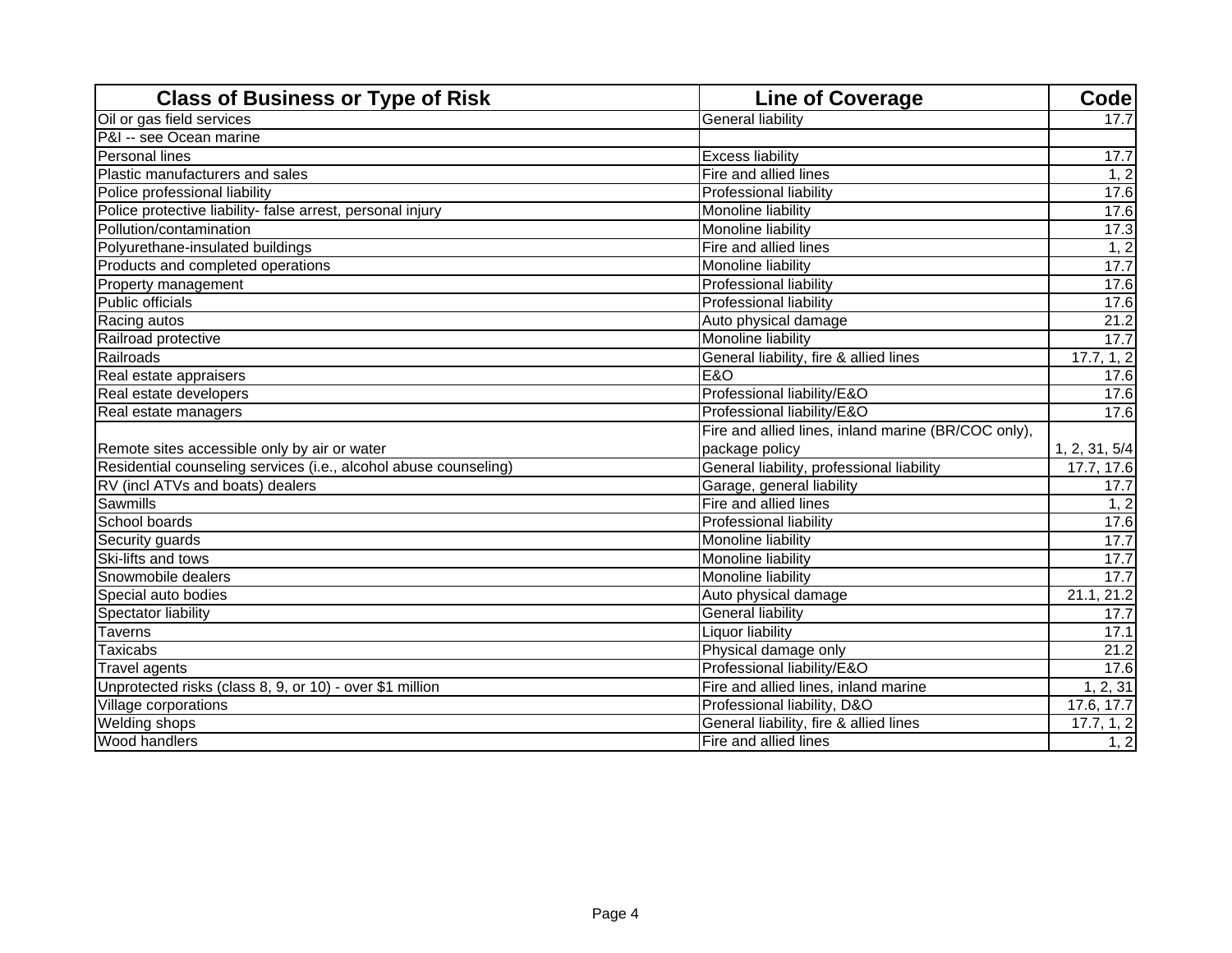| Class of Business or Type of Risk | Line of Coverage | Code |
|---|---|---|
| Oil or gas field services | General liability | 17.7 |
| P&I -- see Ocean marine | | |
| Personal lines | Excess liability | 17.7 |
| Plastic manufacturers and sales | Fire and allied lines | 1, 2 |
| Police professional liability | Professional liability | 17.6 |
| Police protective liability- false arrest, personal injury | Monoline liability | 17.6 |
| Pollution/contamination | Monoline liability | 17.3 |
| Polyurethane-insulated buildings | Fire and allied lines | 1, 2 |
| Products and completed operations | Monoline liability | 17.7 |
| Property management | Professional liability | 17.6 |
| Public officials | Professional liability | 17.6 |
| Racing autos | Auto physical damage | 21.2 |
| Railroad protective | Monoline liability | 17.7 |
| Railroads | General liability, fire & allied lines | 17.7, 1, 2 |
| Real estate appraisers | E&O | 17.6 |
| Real estate developers | Professional liability/E&O | 17.6 |
| Real estate managers | Professional liability/E&O | 17.6 |
| Remote sites accessible only by air or water | Fire and allied lines, inland marine (BR/COC only), package policy | 1, 2, 31, 5/4 |
| Residential counseling services (i.e., alcohol abuse counseling) | General liability, professional liability | 17.7, 17.6 |
| RV (incl ATVs and boats) dealers | Garage, general liability | 17.7 |
| Sawmills | Fire and allied lines | 1, 2 |
| School boards | Professional liability | 17.6 |
| Security guards | Monoline liability | 17.7 |
| Ski-lifts and tows | Monoline liability | 17.7 |
| Snowmobile dealers | Monoline liability | 17.7 |
| Special auto bodies | Auto physical damage | 21.1, 21.2 |
| Spectator liability | General liability | 17.7 |
| Taverns | Liquor liability | 17.1 |
| Taxicabs | Physical damage only | 21.2 |
| Travel agents | Professional liability/E&O | 17.6 |
| Unprotected risks (class 8, 9, or 10) - over $1 million | Fire and allied lines, inland marine | 1, 2, 31 |
| Village corporations | Professional liability, D&O | 17.6, 17.7 |
| Welding shops | General liability, fire & allied lines | 17.7, 1, 2 |
| Wood handlers | Fire and allied lines | 1, 2 |